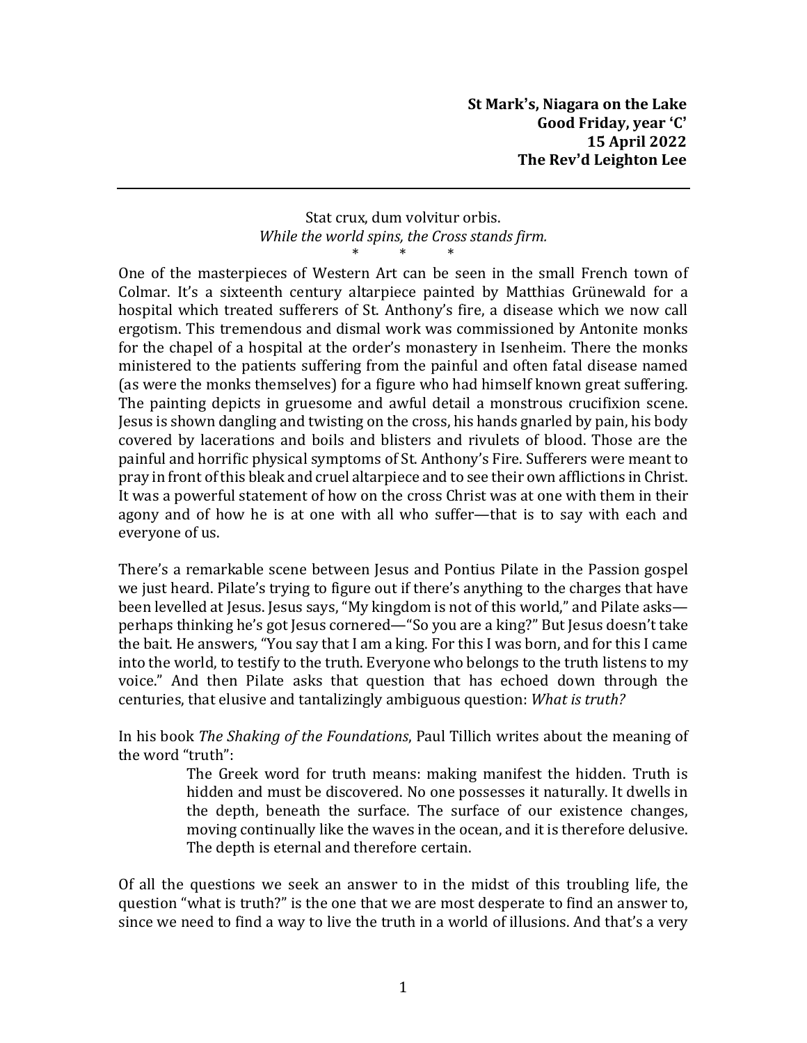**St Mark's, Niagara on the Lake**
**Good Friday, year 'C'**
**15 April 2022**
**The Rev'd Leighton Lee**

---

Stat crux, dum volvitur orbis.
*While the world spins, the Cross stands firm.*

\*　　\*　　\*

One of the masterpieces of Western Art can be seen in the small French town of Colmar. It's a sixteenth century altarpiece painted by Matthias Grünewald for a hospital which treated sufferers of St. Anthony's fire, a disease which we now call ergotism. This tremendous and dismal work was commissioned by Antonite monks for the chapel of a hospital at the order's monastery in Isenheim. There the monks ministered to the patients suffering from the painful and often fatal disease named (as were the monks themselves) for a figure who had himself known great suffering. The painting depicts in gruesome and awful detail a monstrous crucifixion scene. Jesus is shown dangling and twisting on the cross, his hands gnarled by pain, his body covered by lacerations and boils and blisters and rivulets of blood. Those are the painful and horrific physical symptoms of St. Anthony's Fire. Sufferers were meant to pray in front of this bleak and cruel altarpiece and to see their own afflictions in Christ. It was a powerful statement of how on the cross Christ was at one with them in their agony and of how he is at one with all who suffer—that is to say with each and everyone of us.

There's a remarkable scene between Jesus and Pontius Pilate in the Passion gospel we just heard. Pilate's trying to figure out if there's anything to the charges that have been levelled at Jesus. Jesus says, "My kingdom is not of this world," and Pilate asks—perhaps thinking he's got Jesus cornered—"So you are a king?" But Jesus doesn't take the bait. He answers, "You say that I am a king. For this I was born, and for this I came into the world, to testify to the truth. Everyone who belongs to the truth listens to my voice." And then Pilate asks that question that has echoed down through the centuries, that elusive and tantalizingly ambiguous question: *What is truth?*

In his book *The Shaking of the Foundations*, Paul Tillich writes about the meaning of the word "truth":

> The Greek word for truth means: making manifest the hidden. Truth is hidden and must be discovered. No one possesses it naturally. It dwells in the depth, beneath the surface. The surface of our existence changes, moving continually like the waves in the ocean, and it is therefore delusive. The depth is eternal and therefore certain.

Of all the questions we seek an answer to in the midst of this troubling life, the question "what is truth?" is the one that we are most desperate to find an answer to, since we need to find a way to live the truth in a world of illusions. And that's a very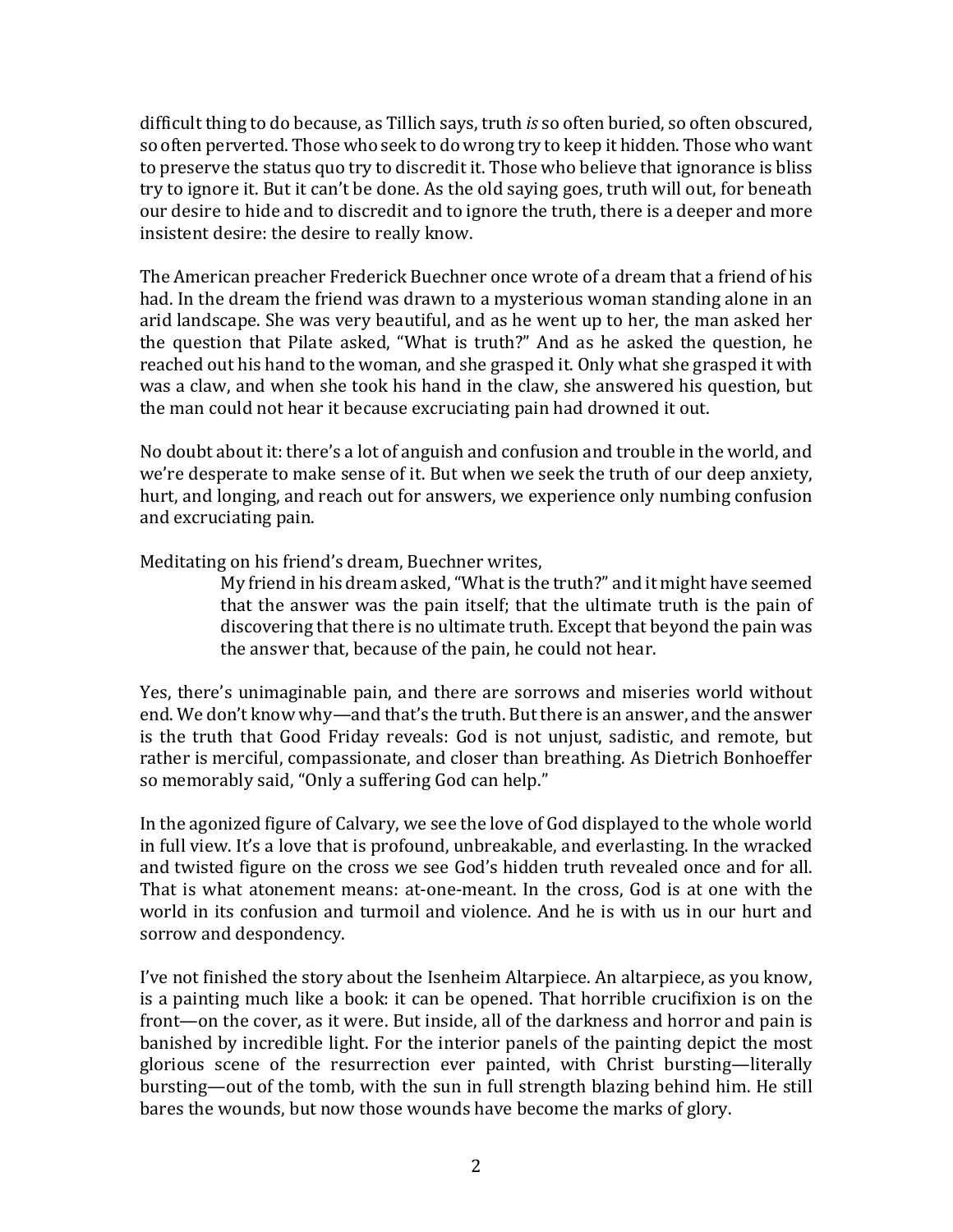difficult thing to do because, as Tillich says, truth *is* so often buried, so often obscured, so often perverted. Those who seek to do wrong try to keep it hidden. Those who want to preserve the status quo try to discredit it. Those who believe that ignorance is bliss try to ignore it. But it can't be done. As the old saying goes, truth will out, for beneath our desire to hide and to discredit and to ignore the truth, there is a deeper and more insistent desire: the desire to really know.

The American preacher Frederick Buechner once wrote of a dream that a friend of his had. In the dream the friend was drawn to a mysterious woman standing alone in an arid landscape. She was very beautiful, and as he went up to her, the man asked her the question that Pilate asked, "What is truth?" And as he asked the question, he reached out his hand to the woman, and she grasped it. Only what she grasped it with was a claw, and when she took his hand in the claw, she answered his question, but the man could not hear it because excruciating pain had drowned it out.

No doubt about it: there's a lot of anguish and confusion and trouble in the world, and we're desperate to make sense of it. But when we seek the truth of our deep anxiety, hurt, and longing, and reach out for answers, we experience only numbing confusion and excruciating pain.

Meditating on his friend's dream, Buechner writes,

> My friend in his dream asked, "What is the truth?" and it might have seemed that the answer was the pain itself; that the ultimate truth is the pain of discovering that there is no ultimate truth. Except that beyond the pain was the answer that, because of the pain, he could not hear.

Yes, there's unimaginable pain, and there are sorrows and miseries world without end. We don't know why—and that's the truth. But there is an answer, and the answer is the truth that Good Friday reveals: God is not unjust, sadistic, and remote, but rather is merciful, compassionate, and closer than breathing. As Dietrich Bonhoeffer so memorably said, "Only a suffering God can help."

In the agonized figure of Calvary, we see the love of God displayed to the whole world in full view. It's a love that is profound, unbreakable, and everlasting. In the wracked and twisted figure on the cross we see God's hidden truth revealed once and for all. That is what atonement means: at-one-meant. In the cross, God is at one with the world in its confusion and turmoil and violence. And he is with us in our hurt and sorrow and despondency.

I've not finished the story about the Isenheim Altarpiece. An altarpiece, as you know, is a painting much like a book: it can be opened. That horrible crucifixion is on the front—on the cover, as it were. But inside, all of the darkness and horror and pain is banished by incredible light. For the interior panels of the painting depict the most glorious scene of the resurrection ever painted, with Christ bursting—literally bursting—out of the tomb, with the sun in full strength blazing behind him. He still bares the wounds, but now those wounds have become the marks of glory.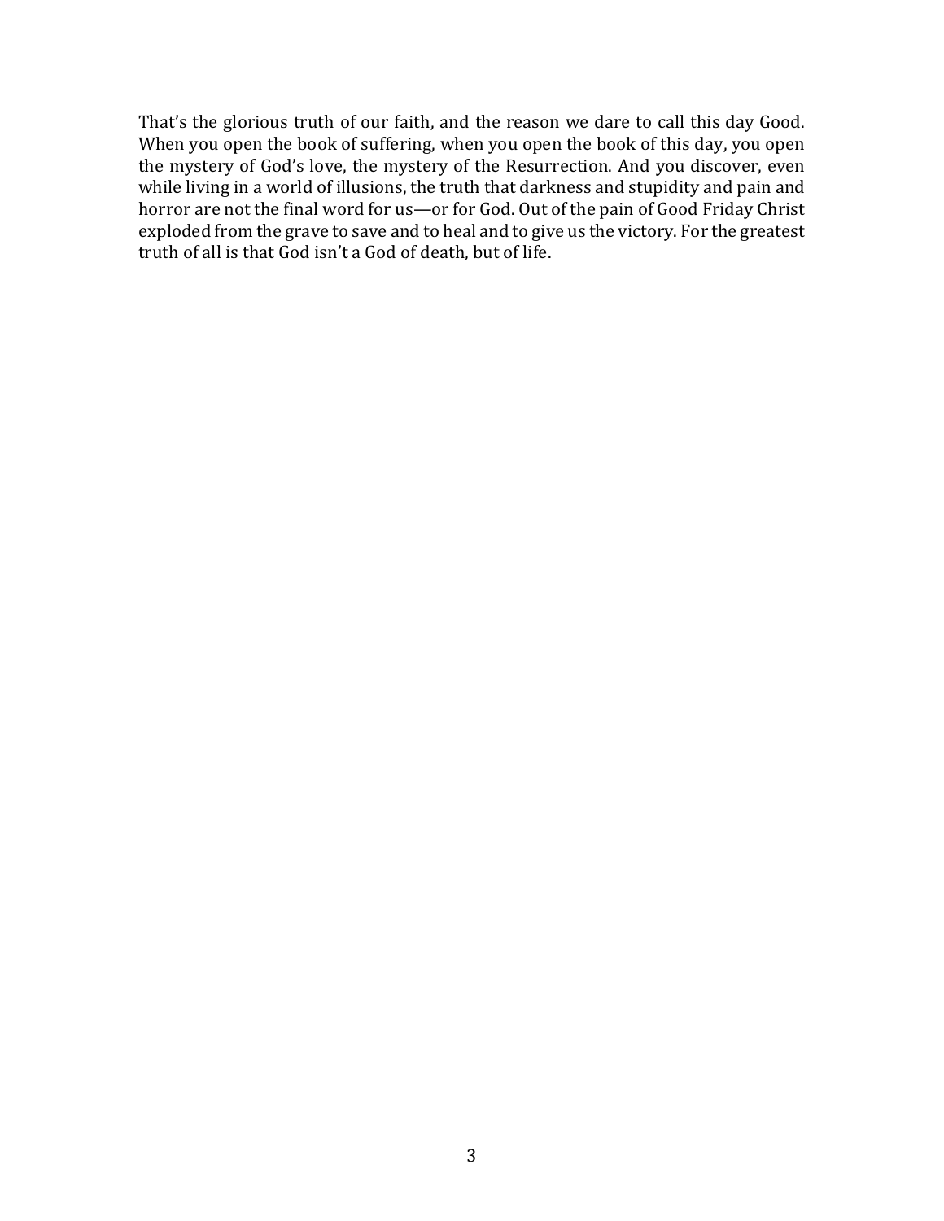That's the glorious truth of our faith, and the reason we dare to call this day Good. When you open the book of suffering, when you open the book of this day, you open the mystery of God's love, the mystery of the Resurrection. And you discover, even while living in a world of illusions, the truth that darkness and stupidity and pain and horror are not the final word for us—or for God. Out of the pain of Good Friday Christ exploded from the grave to save and to heal and to give us the victory. For the greatest truth of all is that God isn't a God of death, but of life.